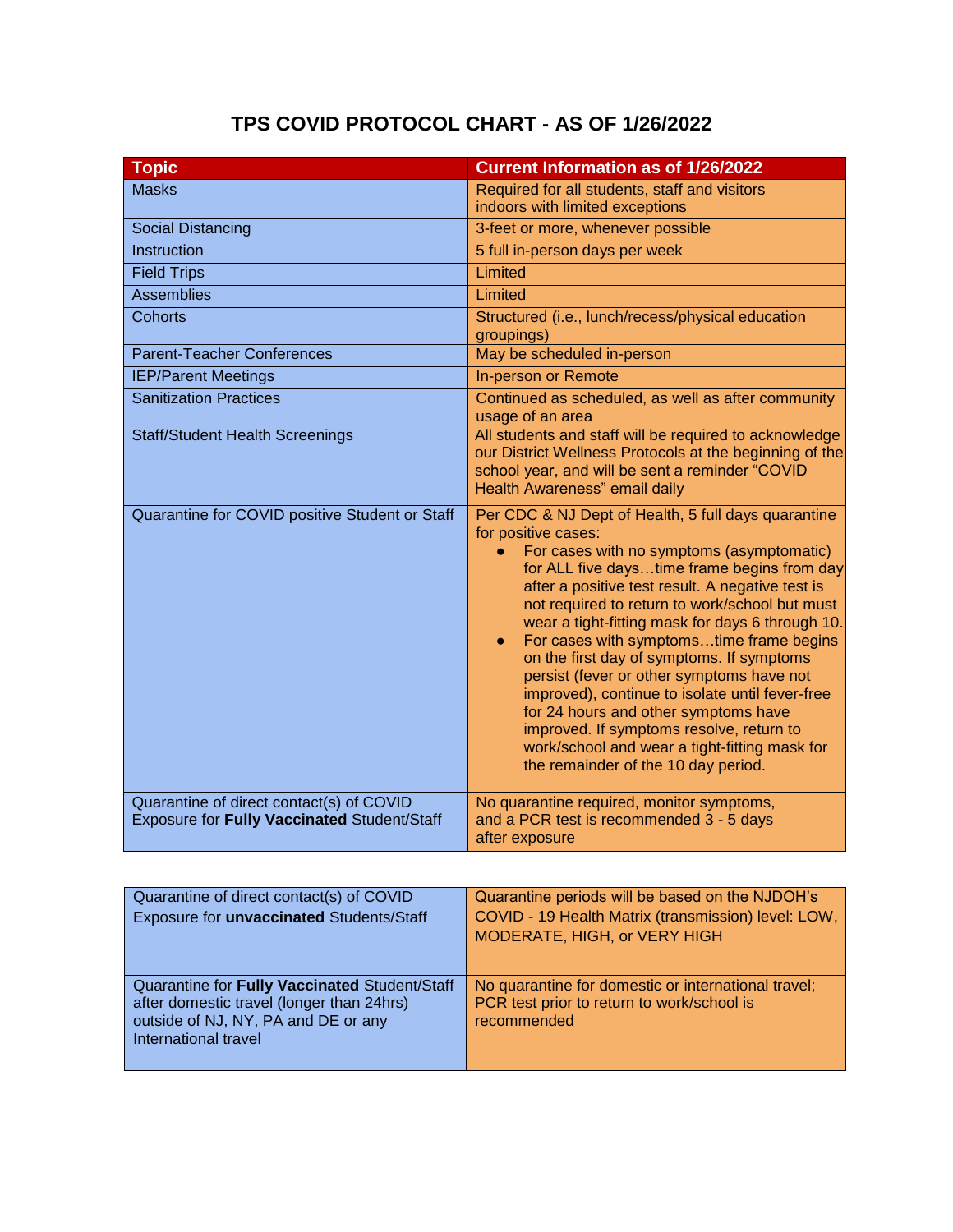# TPS COVID PROTOCOL CHART - AS OF 1/26/2022

| Topic | Current Information as of 1/26/2022 |
|---|---|
| Masks | Required for all students, staff and visitors indoors with limited exceptions |
| Social Distancing | 3-feet or more, whenever possible |
| Instruction | 5 full in-person days per week |
| Field Trips | Limited |
| Assemblies | Limited |
| Cohorts | Structured (i.e., lunch/recess/physical education groupings) |
| Parent-Teacher Conferences | May be scheduled in-person |
| IEP/Parent Meetings | In-person or Remote |
| Sanitization Practices | Continued as scheduled, as well as after community usage of an area |
| Staff/Student Health Screenings | All students and staff will be required to acknowledge our District Wellness Protocols at the beginning of the school year, and will be sent a reminder "COVID Health Awareness" email daily |
| Quarantine for COVID positive Student or Staff | Per CDC & NJ Dept of Health, 5 full days quarantine for positive cases:<br>• For cases with no symptoms (asymptomatic) for ALL five days…time frame begins from day after a positive test result. A negative test is not required to return to work/school but must wear a tight-fitting mask for days 6 through 10.<br>• For cases with symptoms…time frame begins on the first day of symptoms. If symptoms persist (fever or other symptoms have not improved), continue to isolate until fever-free for 24 hours and other symptoms have improved. If symptoms resolve, return to work/school and wear a tight-fitting mask for the remainder of the 10 day period. |
| Quarantine of direct contact(s) of COVID Exposure for **Fully Vaccinated** Student/Staff | No quarantine required, monitor symptoms, and a PCR test is recommended 3 - 5 days after exposure |
| Quarantine of direct contact(s) of COVID Exposure for **unvaccinated** Students/Staff | Quarantine periods will be based on the NJDOH's COVID - 19 Health Matrix (transmission) level: LOW, MODERATE, HIGH, or VERY HIGH |
| Quarantine for **Fully Vaccinated** Student/Staff after domestic travel (longer than 24hrs) outside of NJ, NY, PA and DE or any International travel | No quarantine for domestic or international travel; PCR test prior to return to work/school is recommended |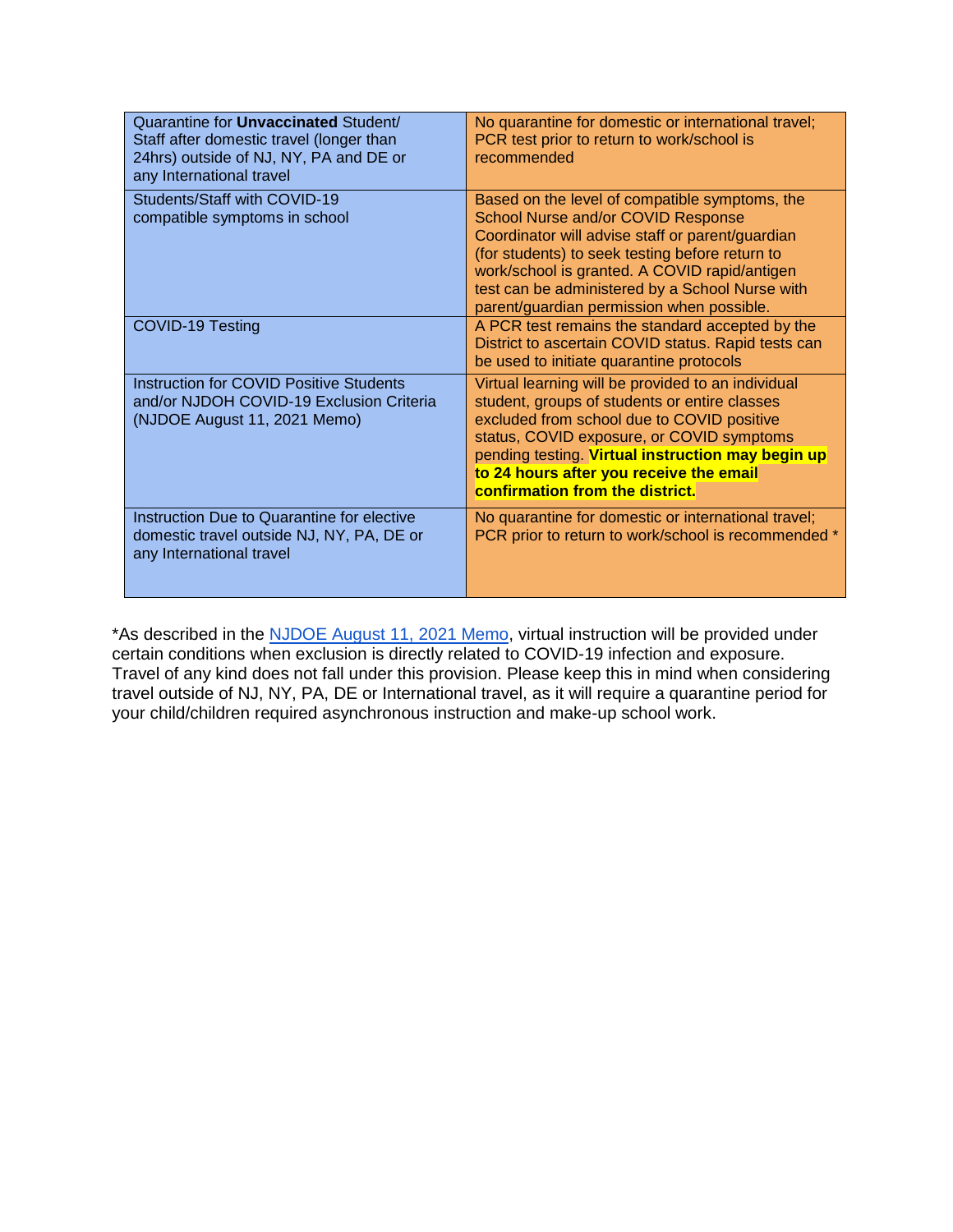| | |
|---|---|
| Quarantine for **Unvaccinated** Student/ Staff after domestic travel (longer than 24hrs) outside of NJ, NY, PA and DE or any International travel | No quarantine for domestic or international travel; PCR test prior to return to work/school is recommended |
| Students/Staff with COVID-19 compatible symptoms in school | Based on the level of compatible symptoms, the School Nurse and/or COVID Response Coordinator will advise staff or parent/guardian (for students) to seek testing before return to work/school is granted. A COVID rapid/antigen test can be administered by a School Nurse with parent/guardian permission when possible. |
| COVID-19 Testing | A PCR test remains the standard accepted by the District to ascertain COVID status. Rapid tests can be used to initiate quarantine protocols |
| Instruction for COVID Positive Students and/or NJDOH COVID-19 Exclusion Criteria (NJDOE August 11, 2021 Memo) | Virtual learning will be provided to an individual student, groups of students or entire classes excluded from school due to COVID positive status, COVID exposure, or COVID symptoms pending testing. **Virtual instruction may begin up to 24 hours after you receive the email confirmation from the district.** |
| Instruction Due to Quarantine for elective domestic travel outside NJ, NY, PA, DE or any International travel | No quarantine for domestic or international travel; PCR prior to return to work/school is recommended * |

*As described in the NJDOE August 11, 2021 Memo, virtual instruction will be provided under certain conditions when exclusion is directly related to COVID-19 infection and exposure. Travel of any kind does not fall under this provision. Please keep this in mind when considering travel outside of NJ, NY, PA, DE or International travel, as it will require a quarantine period for your child/children required asynchronous instruction and make-up school work.